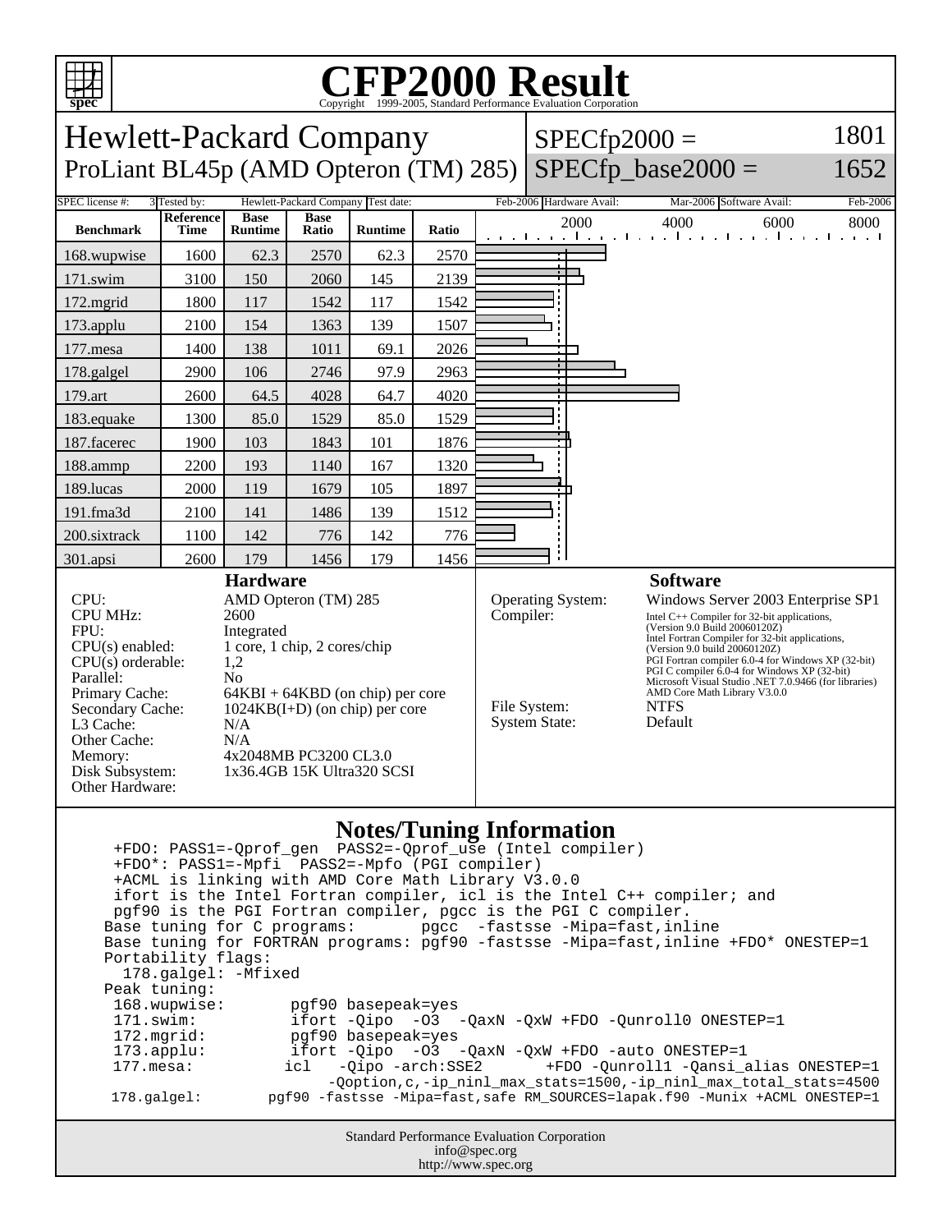# CFP2000 Result

Copyright 1999-2005, Standard Performance Evaluation Corporation

## Hewlett-Packard Company
ProLiant BL45p (AMD Opteron (TM) 285)

SPECfp2000 = 1801
SPECfp_base2000 = 1652

SPEC license #: 3 | Tested by: Hewlett-Packard Company | Test date: Feb-2006 | Hardware Avail: Mar-2006 | Software Avail: Feb-2006

| Benchmark | Reference Time | Base Runtime | Base Ratio | Runtime | Ratio |
|---|---|---|---|---|---|
| 168.wupwise | 1600 | 62.3 | 2570 | 62.3 | 2570 |
| 171.swim | 3100 | 150 | 2060 | 145 | 2139 |
| 172.mgrid | 1800 | 117 | 1542 | 117 | 1542 |
| 173.applu | 2100 | 154 | 1363 | 139 | 1507 |
| 177.mesa | 1400 | 138 | 1011 | 69.1 | 2026 |
| 178.galgel | 2900 | 106 | 2746 | 97.9 | 2963 |
| 179.art | 2600 | 64.5 | 4028 | 64.7 | 4020 |
| 183.equake | 1300 | 85.0 | 1529 | 85.0 | 1529 |
| 187.facerec | 1900 | 103 | 1843 | 101 | 1876 |
| 188.ammp | 2200 | 193 | 1140 | 167 | 1320 |
| 189.lucas | 2000 | 119 | 1679 | 105 | 1897 |
| 191.fma3d | 2100 | 141 | 1486 | 139 | 1512 |
| 200.sixtrack | 1100 | 142 | 776 | 142 | 776 |
| 301.apsi | 2600 | 179 | 1456 | 179 | 1456 |

### Hardware

| | |
|---|---|
| CPU: | AMD Opteron (TM) 285 |
| CPU MHz: | 2600 |
| FPU: | Integrated |
| CPU(s) enabled: | 1 core, 1 chip, 2 cores/chip |
| CPU(s) orderable: | 1,2 |
| Parallel: | No |
| Primary Cache: | 64KBI + 64KBD (on chip) per core |
| Secondary Cache: | 1024KB(I+D) (on chip) per core |
| L3 Cache: | N/A |
| Other Cache: | N/A |
| Memory: | 4x2048MB PC3200 CL3.0 |
| Disk Subsystem: | 1x36.4GB 15K Ultra320 SCSI |
| Other Hardware: | |

### Software

| | |
|---|---|
| Operating System: | Windows Server 2003 Enterprise SP1 |
| Compiler: | Intel C++ Compiler for 32-bit applications, (Version 9.0 Build 20060120Z) Intel Fortran Compiler for 32-bit applications, (Version 9.0 build 20060120Z) PGI Fortran compiler 6.0-4 for Windows XP (32-bit) PGI C compiler 6.0-4 for Windows XP (32-bit) Microsoft Visual Studio .NET 7.0.9466 (for libraries) AMD Core Math Library V3.0.0 |
| File System: | NTFS |
| System State: | Default |

### Notes/Tuning Information

```
 +FDO: PASS1=-Qprof_gen  PASS2=-Qprof_use (Intel compiler)
 +FDO*: PASS1=-Mpfi  PASS2=-Mpfo (PGI compiler)
 +ACML is linking with AMD Core Math Library V3.0.0
 ifort is the Intel Fortran compiler, icl is the Intel C++ compiler; and
 pgf90 is the PGI Fortran compiler, pgcc is the PGI C compiler.
Base tuning for C programs:       pgcc  -fastsse -Mipa=fast,inline
Base tuning for FORTRAN programs: pgf90 -fastsse -Mipa=fast,inline +FDO* ONESTEP=1
Portability flags:
  178.galgel: -Mfixed
Peak tuning:
 168.wupwise:       pgf90 basepeak=yes
 171.swim:          ifort -Qipo  -O3  -QaxN -QxW +FDO -Qunroll0 ONESTEP=1
 172.mgrid:         pgf90 basepeak=yes
 173.applu:         ifort -Qipo  -O3  -QaxN -QxW +FDO -auto ONESTEP=1
 177.mesa:         icl   -Qipo -arch:SSE2       +FDO -Qunroll1 -Qansi_alias ONESTEP=1
                        -Qoption,c,-ip_ninl_max_stats=1500,-ip_ninl_max_total_stats=4500
 178.galgel:       pgf90 -fastsse -Mipa=fast,safe RM_SOURCES=lapak.f90 -Munix +ACML ONESTEP=1
```

Standard Performance Evaluation Corporation
info@spec.org
http://www.spec.org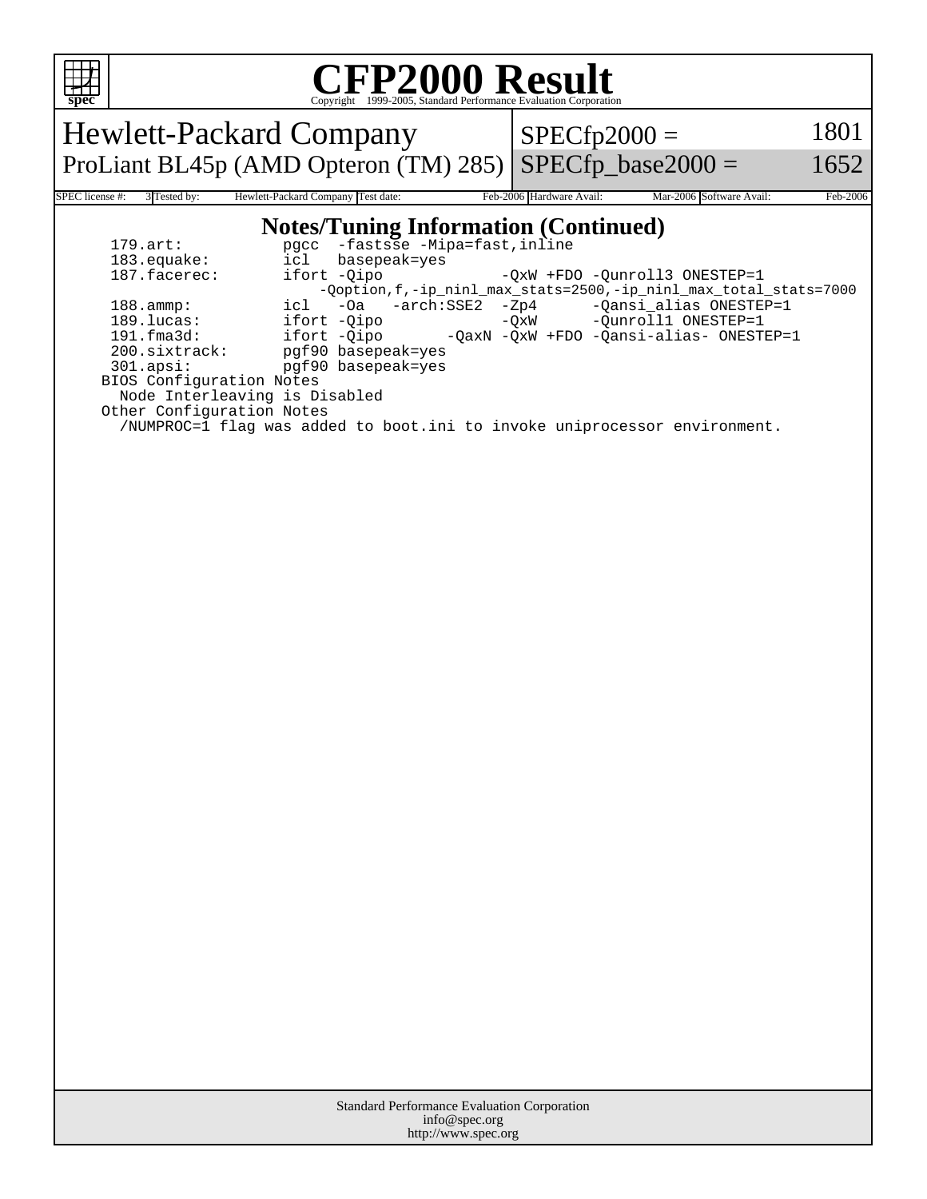# CFP2000 Result

Copyright 1999-2005, Standard Performance Evaluation Corporation

| | | | |
|---|---|---|---|
| Hewlett-Packard Company | | SPECfp2000 = | 1801 |
| ProLiant BL45p (AMD Opteron (TM) 285) | | SPECfp_base2000 = | 1652 |

| SPEC license #: | 3 | Tested by: | Hewlett-Packard Company | Test date: | Feb-2006 | Hardware Avail: | Mar-2006 | Software Avail: | Feb-2006 |
|---|---|---|---|---|---|---|---|---|---|

## Notes/Tuning Information (Continued)

```
  179.art:           pgcc  -fastsse -Mipa=fast,inline
  183.equake:        icl   basepeak=yes
  187.facerec:       ifort -Qipo            -QxW +FDO -Qunroll3 ONESTEP=1
                        -Qoption,f,-ip_ninl_max_stats=2500,-ip_ninl_max_total_stats=7000
  188.ammp:          icl   -Oa   -arch:SSE2  -Zp4      -Qansi_alias ONESTEP=1
  189.lucas:         ifort -Qipo            -QxW      -Qunroll1 ONESTEP=1
  191.fma3d:         ifort -Qipo       -QaxN -QxW +FDO -Qansi-alias- ONESTEP=1
  200.sixtrack:      pgf90 basepeak=yes
  301.apsi:          pgf90 basepeak=yes
 BIOS Configuration Notes
   Node Interleaving is Disabled
 Other Configuration Notes
   /NUMPROC=1 flag was added to boot.ini to invoke uniprocessor environment.
```

Standard Performance Evaluation Corporation
info@spec.org
http://www.spec.org